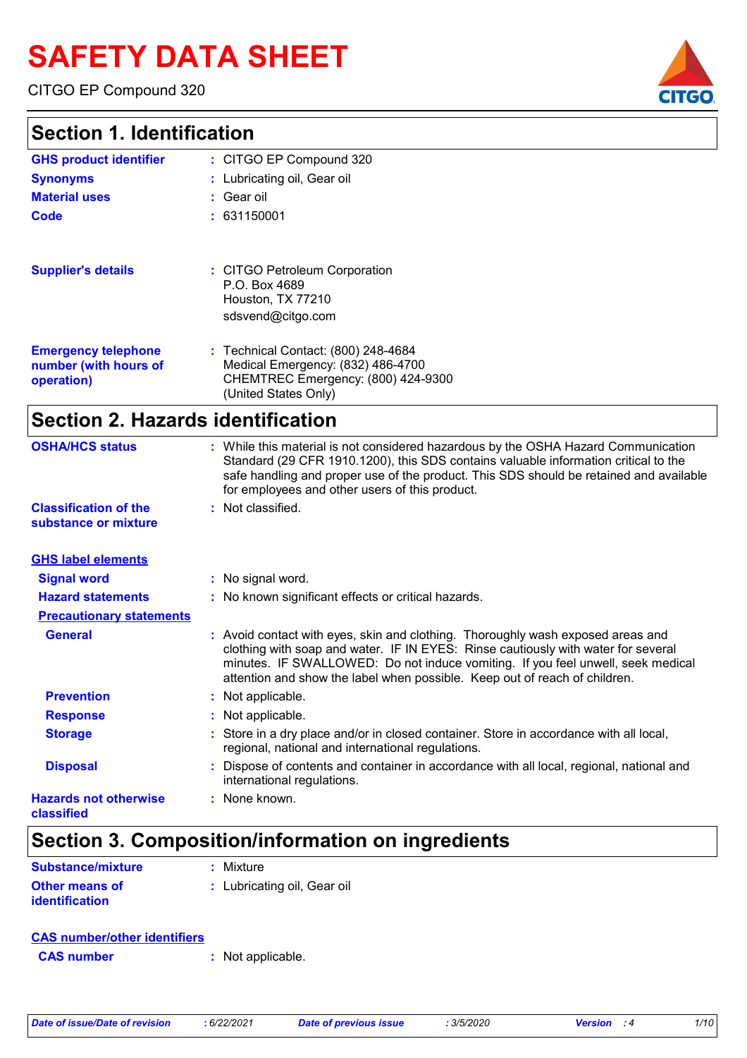# SAFETY DATA SHEET

CITGO EP Compound 320

## Section 1. Identification

**GHS product identifier** : CITGO EP Compound 320

**Synonyms** : Lubricating oil, Gear oil

**Material uses** : Gear oil

**Code** : 631150001

**Supplier's details** : CITGO Petroleum Corporation
P.O. Box 4689
Houston, TX 77210
sdsvend@citgo.com

**Emergency telephone number (with hours of operation)** : Technical Contact: (800) 248-4684
Medical Emergency: (832) 486-4700
CHEMTREC Emergency: (800) 424-9300
(United States Only)

## Section 2. Hazards identification

**OSHA/HCS status** : While this material is not considered hazardous by the OSHA Hazard Communication Standard (29 CFR 1910.1200), this SDS contains valuable information critical to the safe handling and proper use of the product. This SDS should be retained and available for employees and other users of this product.

**Classification of the substance or mixture** : Not classified.

**GHS label elements**

**Signal word** : No signal word.

**Hazard statements** : No known significant effects or critical hazards.

**Precautionary statements**

**General** : Avoid contact with eyes, skin and clothing. Thoroughly wash exposed areas and clothing with soap and water. IF IN EYES: Rinse cautiously with water for several minutes. IF SWALLOWED: Do not induce vomiting. If you feel unwell, seek medical attention and show the label when possible. Keep out of reach of children.

**Prevention** : Not applicable.

**Response** : Not applicable.

**Storage** : Store in a dry place and/or in closed container. Store in accordance with all local, regional, national and international regulations.

**Disposal** : Dispose of contents and container in accordance with all local, regional, national and international regulations.

**Hazards not otherwise classified** : None known.

## Section 3. Composition/information on ingredients

**Substance/mixture** : Mixture

**Other means of identification** : Lubricating oil, Gear oil

**CAS number/other identifiers**

**CAS number** : Not applicable.

*Date of issue/Date of revision* : 6/22/2021 *Date of previous issue* : 3/5/2020 *Version* : 4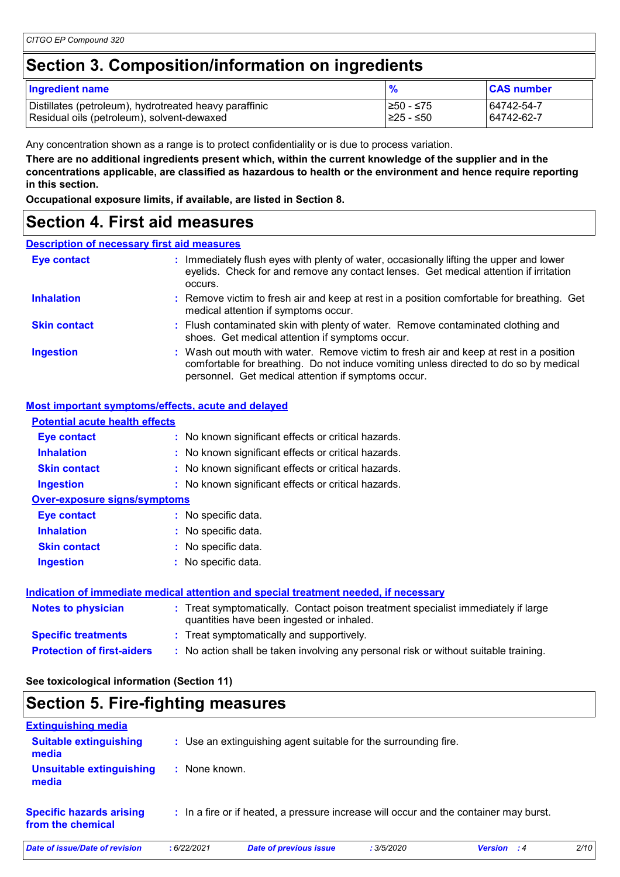# Section 3. Composition/information on ingredients

| Ingredient name | % | CAS number |
|---|---|---|
| Distillates (petroleum), hydrotreated heavy paraffinic | ≥50 - ≤75 | 64742-54-7 |
| Residual oils (petroleum), solvent-dewaxed | ≥25 - ≤50 | 64742-62-7 |

Any concentration shown as a range is to protect confidentiality or is due to process variation.

**There are no additional ingredients present which, within the current knowledge of the supplier and in the concentrations applicable, are classified as hazardous to health or the environment and hence require reporting in this section.**

**Occupational exposure limits, if available, are listed in Section 8.**

# Section 4. First aid measures

## Description of necessary first aid measures

**Eye contact** : Immediately flush eyes with plenty of water, occasionally lifting the upper and lower eyelids. Check for and remove any contact lenses. Get medical attention if irritation occurs.

**Inhalation** : Remove victim to fresh air and keep at rest in a position comfortable for breathing. Get medical attention if symptoms occur.

**Skin contact** : Flush contaminated skin with plenty of water. Remove contaminated clothing and shoes. Get medical attention if symptoms occur.

**Ingestion** : Wash out mouth with water. Remove victim to fresh air and keep at rest in a position comfortable for breathing. Do not induce vomiting unless directed to do so by medical personnel. Get medical attention if symptoms occur.

## Most important symptoms/effects, acute and delayed

### Potential acute health effects

**Eye contact** : No known significant effects or critical hazards.

**Inhalation** : No known significant effects or critical hazards.

**Skin contact** : No known significant effects or critical hazards.

**Ingestion** : No known significant effects or critical hazards.

### Over-exposure signs/symptoms

**Eye contact** : No specific data.

**Inhalation** : No specific data.

**Skin contact** : No specific data.

**Ingestion** : No specific data.

## Indication of immediate medical attention and special treatment needed, if necessary

**Notes to physician** : Treat symptomatically. Contact poison treatment specialist immediately if large quantities have been ingested or inhaled.

**Specific treatments** : Treat symptomatically and supportively.

**Protection of first-aiders** : No action shall be taken involving any personal risk or without suitable training.

**See toxicological information (Section 11)**

# Section 5. Fire-fighting measures

## Extinguishing media

**Suitable extinguishing media** : Use an extinguishing agent suitable for the surrounding fire.

**Unsuitable extinguishing media** : None known.

**Specific hazards arising from the chemical** : In a fire or if heated, a pressure increase will occur and the container may burst.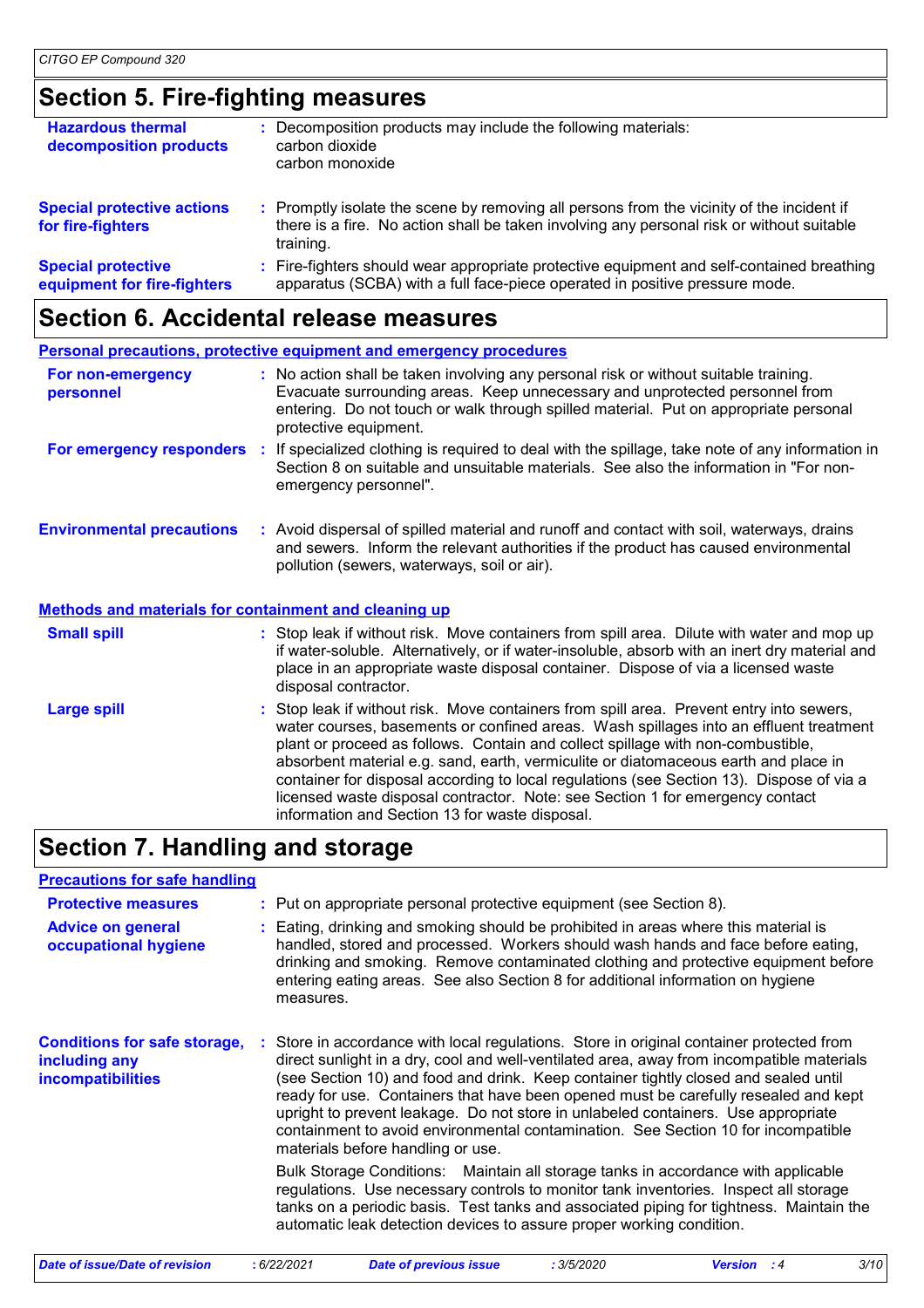## Section 5. Fire-fighting measures

| | |
|---|---|
| **Hazardous thermal decomposition products** | : Decomposition products may include the following materials: carbon dioxide carbon monoxide |
| **Special protective actions for fire-fighters** | : Promptly isolate the scene by removing all persons from the vicinity of the incident if there is a fire. No action shall be taken involving any personal risk or without suitable training. |
| **Special protective equipment for fire-fighters** | : Fire-fighters should wear appropriate protective equipment and self-contained breathing apparatus (SCBA) with a full face-piece operated in positive pressure mode. |

## Section 6. Accidental release measures

### Personal precautions, protective equipment and emergency procedures

| | |
|---|---|
| **For non-emergency personnel** | : No action shall be taken involving any personal risk or without suitable training. Evacuate surrounding areas. Keep unnecessary and unprotected personnel from entering. Do not touch or walk through spilled material. Put on appropriate personal protective equipment. |
| **For emergency responders** | : If specialized clothing is required to deal with the spillage, take note of any information in Section 8 on suitable and unsuitable materials. See also the information in "For non-emergency personnel". |
| **Environmental precautions** | : Avoid dispersal of spilled material and runoff and contact with soil, waterways, drains and sewers. Inform the relevant authorities if the product has caused environmental pollution (sewers, waterways, soil or air). |

### Methods and materials for containment and cleaning up

| | |
|---|---|
| **Small spill** | : Stop leak if without risk. Move containers from spill area. Dilute with water and mop up if water-soluble. Alternatively, or if water-insoluble, absorb with an inert dry material and place in an appropriate waste disposal container. Dispose of via a licensed waste disposal contractor. |
| **Large spill** | : Stop leak if without risk. Move containers from spill area. Prevent entry into sewers, water courses, basements or confined areas. Wash spillages into an effluent treatment plant or proceed as follows. Contain and collect spillage with non-combustible, absorbent material e.g. sand, earth, vermiculite or diatomaceous earth and place in container for disposal according to local regulations (see Section 13). Dispose of via a licensed waste disposal contractor. Note: see Section 1 for emergency contact information and Section 13 for waste disposal. |

## Section 7. Handling and storage

### Precautions for safe handling

| | |
|---|---|
| **Protective measures** | : Put on appropriate personal protective equipment (see Section 8). |
| **Advice on general occupational hygiene** | : Eating, drinking and smoking should be prohibited in areas where this material is handled, stored and processed. Workers should wash hands and face before eating, drinking and smoking. Remove contaminated clothing and protective equipment before entering eating areas. See also Section 8 for additional information on hygiene measures. |
| **Conditions for safe storage, including any incompatibilities** | : Store in accordance with local regulations. Store in original container protected from direct sunlight in a dry, cool and well-ventilated area, away from incompatible materials (see Section 10) and food and drink. Keep container tightly closed and sealed until ready for use. Containers that have been opened must be carefully resealed and kept upright to prevent leakage. Do not store in unlabeled containers. Use appropriate containment to avoid environmental contamination. See Section 10 for incompatible materials before handling or use.<br><br>Bulk Storage Conditions: Maintain all storage tanks in accordance with applicable regulations. Use necessary controls to monitor tank inventories. Inspect all storage tanks on a periodic basis. Test tanks and associated piping for tightness. Maintain the automatic leak detection devices to assure proper working condition. |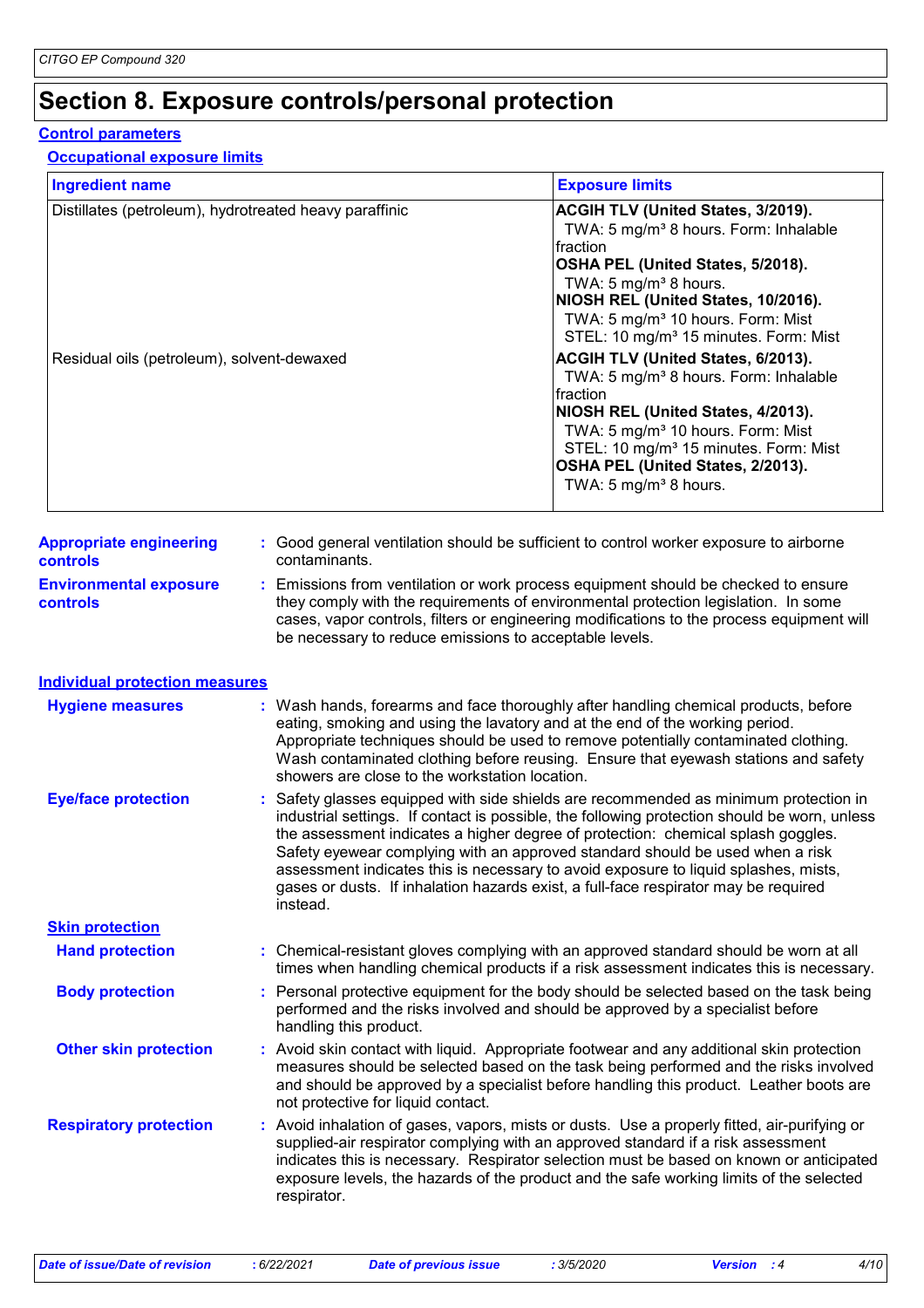# Section 8. Exposure controls/personal protection

## Control parameters

### Occupational exposure limits

| Ingredient name | Exposure limits |
|---|---|
| Distillates (petroleum), hydrotreated heavy paraffinic | **ACGIH TLV (United States, 3/2019).**<br>TWA: 5 mg/m³ 8 hours. Form: Inhalable fraction<br>**OSHA PEL (United States, 5/2018).**<br>TWA: 5 mg/m³ 8 hours.<br>**NIOSH REL (United States, 10/2016).**<br>TWA: 5 mg/m³ 10 hours. Form: Mist<br>STEL: 10 mg/m³ 15 minutes. Form: Mist |
| Residual oils (petroleum), solvent-dewaxed | **ACGIH TLV (United States, 6/2013).**<br>TWA: 5 mg/m³ 8 hours. Form: Inhalable fraction<br>**NIOSH REL (United States, 4/2013).**<br>TWA: 5 mg/m³ 10 hours. Form: Mist<br>STEL: 10 mg/m³ 15 minutes. Form: Mist<br>**OSHA PEL (United States, 2/2013).**<br>TWA: 5 mg/m³ 8 hours. |

**Appropriate engineering controls** : Good general ventilation should be sufficient to control worker exposure to airborne contaminants.

**Environmental exposure controls** : Emissions from ventilation or work process equipment should be checked to ensure they comply with the requirements of environmental protection legislation. In some cases, vapor controls, filters or engineering modifications to the process equipment will be necessary to reduce emissions to acceptable levels.

## Individual protection measures

**Hygiene measures** : Wash hands, forearms and face thoroughly after handling chemical products, before eating, smoking and using the lavatory and at the end of the working period. Appropriate techniques should be used to remove potentially contaminated clothing. Wash contaminated clothing before reusing. Ensure that eyewash stations and safety showers are close to the workstation location.

**Eye/face protection** : Safety glasses equipped with side shields are recommended as minimum protection in industrial settings. If contact is possible, the following protection should be worn, unless the assessment indicates a higher degree of protection: chemical splash goggles. Safety eyewear complying with an approved standard should be used when a risk assessment indicates this is necessary to avoid exposure to liquid splashes, mists, gases or dusts. If inhalation hazards exist, a full-face respirator may be required instead.

### Skin protection

**Hand protection** : Chemical-resistant gloves complying with an approved standard should be worn at all times when handling chemical products if a risk assessment indicates this is necessary.

**Body protection** : Personal protective equipment for the body should be selected based on the task being performed and the risks involved and should be approved by a specialist before handling this product.

**Other skin protection** : Avoid skin contact with liquid. Appropriate footwear and any additional skin protection measures should be selected based on the task being performed and the risks involved and should be approved by a specialist before handling this product. Leather boots are not protective for liquid contact.

**Respiratory protection** : Avoid inhalation of gases, vapors, mists or dusts. Use a properly fitted, air-purifying or supplied-air respirator complying with an approved standard if a risk assessment indicates this is necessary. Respirator selection must be based on known or anticipated exposure levels, the hazards of the product and the safe working limits of the selected respirator.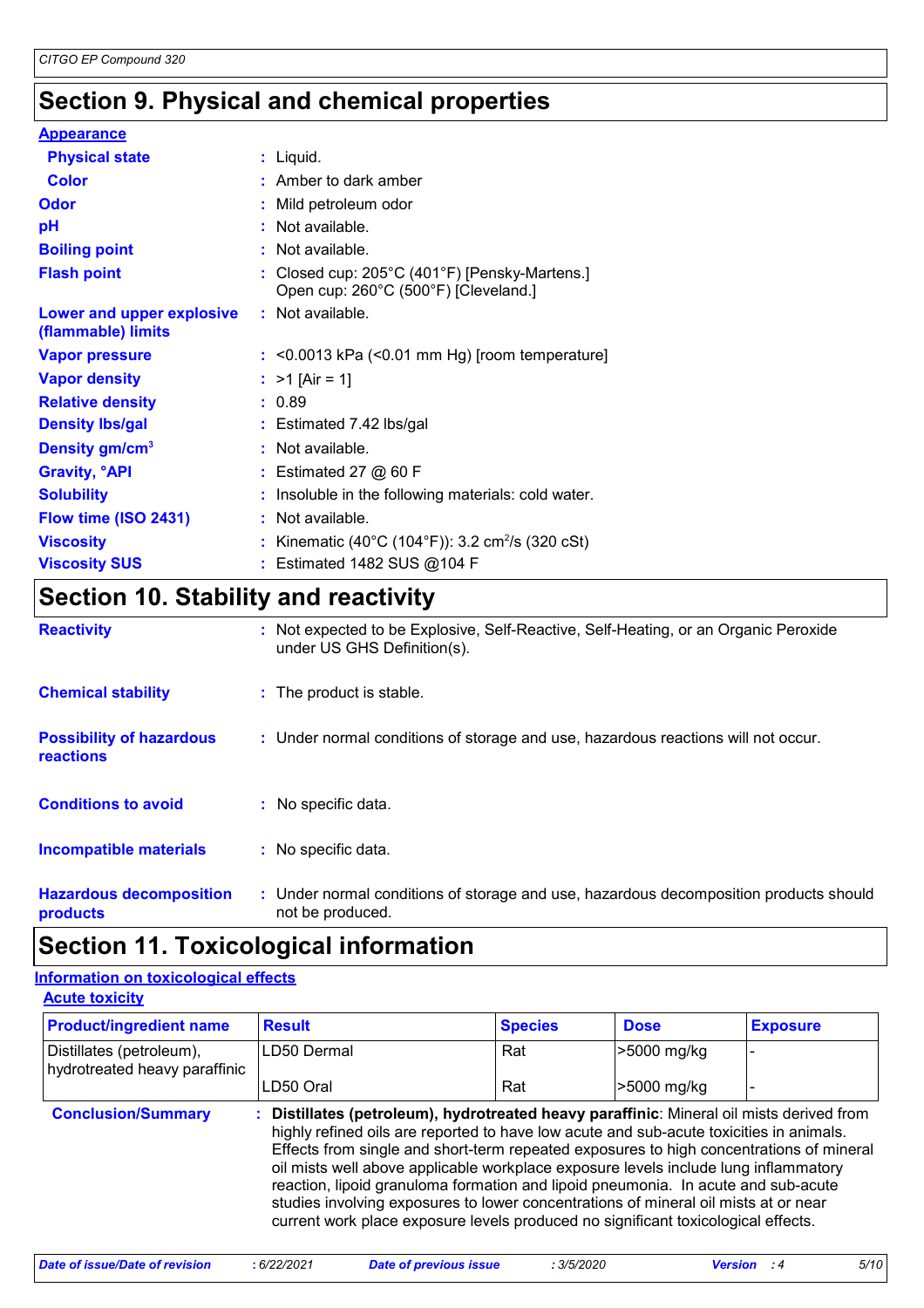## Section 9. Physical and chemical properties

**Appearance**

| | | |
|---|---|---|
| **Physical state** | : | Liquid. |
| **Color** | : | Amber to dark amber |
| **Odor** | : | Mild petroleum odor |
| **pH** | : | Not available. |
| **Boiling point** | : | Not available. |
| **Flash point** | : | Closed cup: 205°C (401°F) [Pensky-Martens.] Open cup: 260°C (500°F) [Cleveland.] |
| **Lower and upper explosive (flammable) limits** | : | Not available. |
| **Vapor pressure** | : | <0.0013 kPa (<0.01 mm Hg) [room temperature] |
| **Vapor density** | : | >1 [Air = 1] |
| **Relative density** | : | 0.89 |
| **Density lbs/gal** | : | Estimated 7.42 lbs/gal |
| **Density gm/cm$^3$** | : | Not available. |
| **Gravity, °API** | : | Estimated 27 @ 60 F |
| **Solubility** | : | Insoluble in the following materials: cold water. |
| **Flow time (ISO 2431)** | : | Not available. |
| **Viscosity** | : | Kinematic (40°C (104°F)): 3.2 cm$^2$/s (320 cSt) |
| **Viscosity SUS** | : | Estimated 1482 SUS @104 F |

## Section 10. Stability and reactivity

| | | |
|---|---|---|
| **Reactivity** | : | Not expected to be Explosive, Self-Reactive, Self-Heating, or an Organic Peroxide under US GHS Definition(s). |
| **Chemical stability** | : | The product is stable. |
| **Possibility of hazardous reactions** | : | Under normal conditions of storage and use, hazardous reactions will not occur. |
| **Conditions to avoid** | : | No specific data. |
| **Incompatible materials** | : | No specific data. |
| **Hazardous decomposition products** | : | Under normal conditions of storage and use, hazardous decomposition products should not be produced. |

## Section 11. Toxicological information

**Information on toxicological effects**

**Acute toxicity**

| Product/ingredient name | Result | Species | Dose | Exposure |
|---|---|---|---|---|
| Distillates (petroleum), hydrotreated heavy paraffinic | LD50 Dermal | Rat | >5000 mg/kg | - |
| | LD50 Oral | Rat | >5000 mg/kg | - |

**Conclusion/Summary** : **Distillates (petroleum), hydrotreated heavy paraffinic**: Mineral oil mists derived from highly refined oils are reported to have low acute and sub-acute toxicities in animals. Effects from single and short-term repeated exposures to high concentrations of mineral oil mists well above applicable workplace exposure levels include lung inflammatory reaction, lipoid granuloma formation and lipoid pneumonia. In acute and sub-acute studies involving exposures to lower concentrations of mineral oil mists at or near current work place exposure levels produced no significant toxicological effects.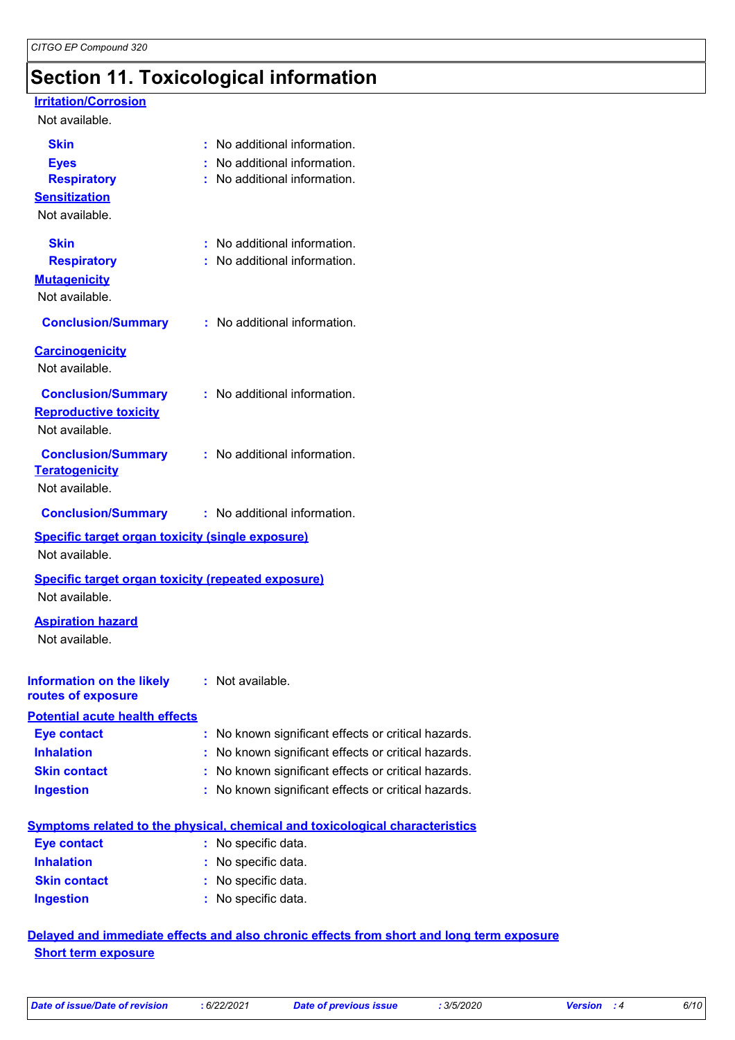# Section 11. Toxicological information

### Irritation/Corrosion

Not available.

**Skin** : No additional information.

**Eyes** : No additional information.

**Respiratory** : No additional information.

### Sensitization

Not available.

**Skin** : No additional information.

**Respiratory** : No additional information.

### Mutagenicity

Not available.

**Conclusion/Summary** : No additional information.

### Carcinogenicity

Not available.

**Conclusion/Summary** : No additional information.

### Reproductive toxicity

Not available.

**Conclusion/Summary** : No additional information.

### Teratogenicity

Not available.

**Conclusion/Summary** : No additional information.

### Specific target organ toxicity (single exposure)

Not available.

### Specific target organ toxicity (repeated exposure)

Not available.

### Aspiration hazard

Not available.

**Information on the likely routes of exposure** : Not available.

### Potential acute health effects

**Eye contact** : No known significant effects or critical hazards.

**Inhalation** : No known significant effects or critical hazards.

**Skin contact** : No known significant effects or critical hazards.

**Ingestion** : No known significant effects or critical hazards.

### Symptoms related to the physical, chemical and toxicological characteristics

**Eye contact** : No specific data.

**Inhalation** : No specific data.

**Skin contact** : No specific data.

**Ingestion** : No specific data.

### Delayed and immediate effects and also chronic effects from short and long term exposure

### Short term exposure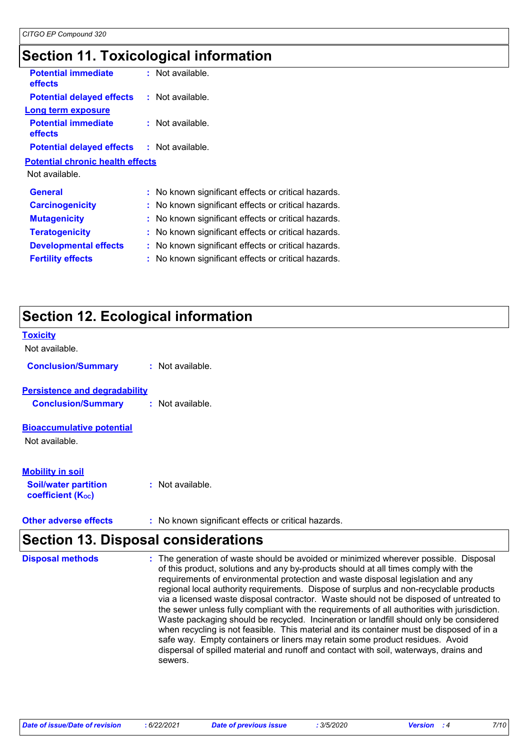## Section 11. Toxicological information

**Potential immediate effects** : Not available.

**Potential delayed effects** : Not available.

**Long term exposure**

**Potential immediate effects** : Not available.

**Potential delayed effects** : Not available.

**Potential chronic health effects**

Not available.

**General** : No known significant effects or critical hazards.

**Carcinogenicity** : No known significant effects or critical hazards.

**Mutagenicity** : No known significant effects or critical hazards.

**Teratogenicity** : No known significant effects or critical hazards.

**Developmental effects** : No known significant effects or critical hazards.

**Fertility effects** : No known significant effects or critical hazards.

## Section 12. Ecological information

**Toxicity**

Not available.

**Conclusion/Summary** : Not available.

**Persistence and degradability**

**Conclusion/Summary** : Not available.

**Bioaccumulative potential**

Not available.

**Mobility in soil**

**Soil/water partition coefficient ($K_{OC}$)** : Not available.

**Other adverse effects** : No known significant effects or critical hazards.

## Section 13. Disposal considerations

**Disposal methods** : The generation of waste should be avoided or minimized wherever possible. Disposal of this product, solutions and any by-products should at all times comply with the requirements of environmental protection and waste disposal legislation and any regional local authority requirements. Dispose of surplus and non-recyclable products via a licensed waste disposal contractor. Waste should not be disposed of untreated to the sewer unless fully compliant with the requirements of all authorities with jurisdiction. Waste packaging should be recycled. Incineration or landfill should only be considered when recycling is not feasible. This material and its container must be disposed of in a safe way. Empty containers or liners may retain some product residues. Avoid dispersal of spilled material and runoff and contact with soil, waterways, drains and sewers.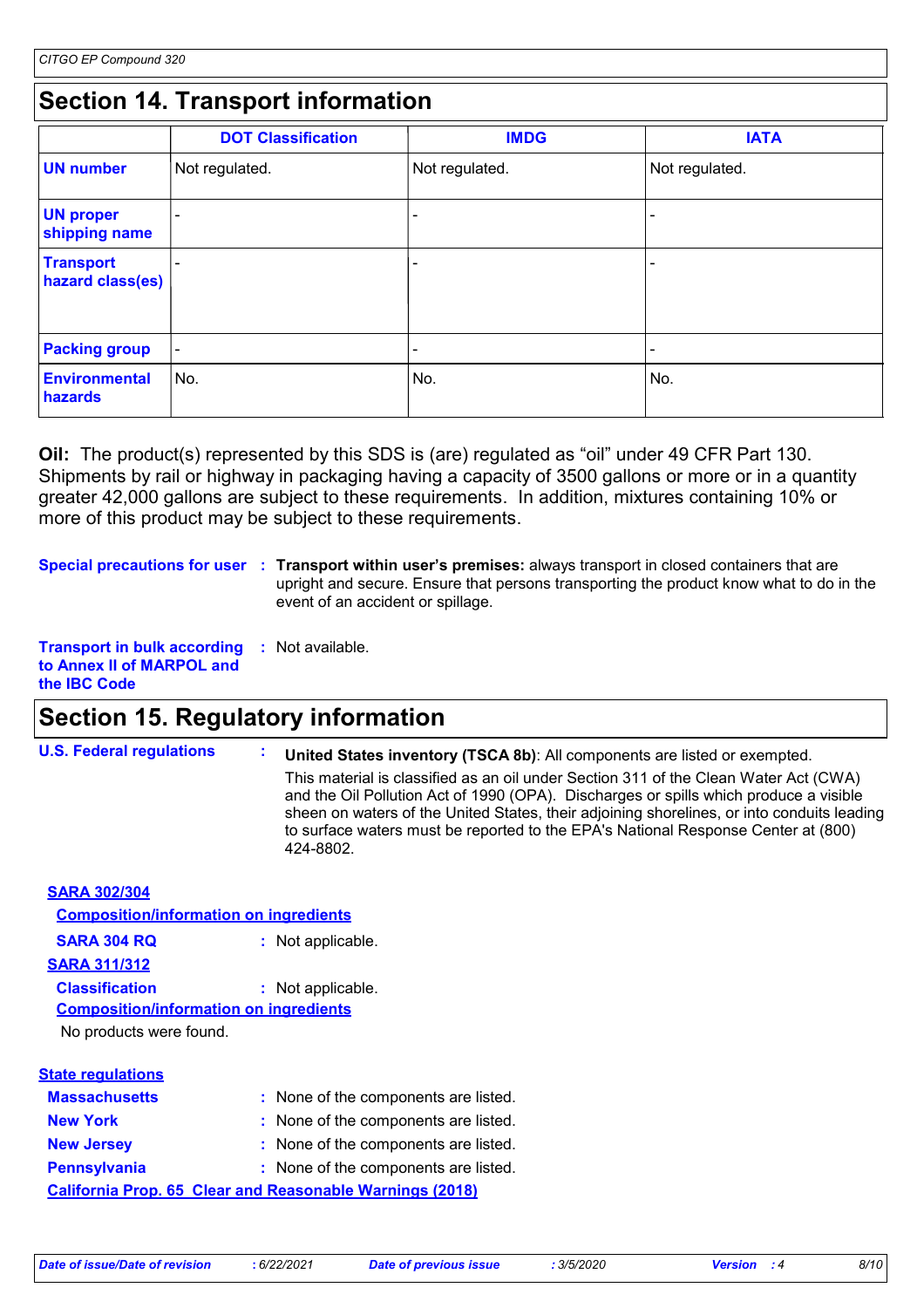## Section 14. Transport information

| | DOT Classification | IMDG | IATA |
|---|---|---|---|
| **UN number** | Not regulated. | Not regulated. | Not regulated. |
| **UN proper shipping name** | - | - | - |
| **Transport hazard class(es)** | - | - | - |
| **Packing group** | - | - | - |
| **Environmental hazards** | No. | No. | No. |

**Oil:** The product(s) represented by this SDS is (are) regulated as "oil" under 49 CFR Part 130. Shipments by rail or highway in packaging having a capacity of 3500 gallons or more or in a quantity greater 42,000 gallons are subject to these requirements. In addition, mixtures containing 10% or more of this product may be subject to these requirements.

**Special precautions for user** : **Transport within user's premises:** always transport in closed containers that are upright and secure. Ensure that persons transporting the product know what to do in the event of an accident or spillage.

**Transport in bulk according to Annex II of MARPOL and the IBC Code** : Not available.

## Section 15. Regulatory information

**U.S. Federal regulations** : **United States inventory (TSCA 8b)**: All components are listed or exempted.

This material is classified as an oil under Section 311 of the Clean Water Act (CWA) and the Oil Pollution Act of 1990 (OPA). Discharges or spills which produce a visible sheen on waters of the United States, their adjoining shorelines, or into conduits leading to surface waters must be reported to the EPA's National Response Center at (800) 424-8802.

**SARA 302/304**

**Composition/information on ingredients**

**SARA 304 RQ** : Not applicable.

**SARA 311/312**

**Classification** : Not applicable.

**Composition/information on ingredients**

No products were found.

**State regulations**

**Massachusetts** : None of the components are listed.

**New York** : None of the components are listed.

**New Jersey** : None of the components are listed.

**Pennsylvania** : None of the components are listed.

**California Prop. 65 Clear and Reasonable Warnings (2018)**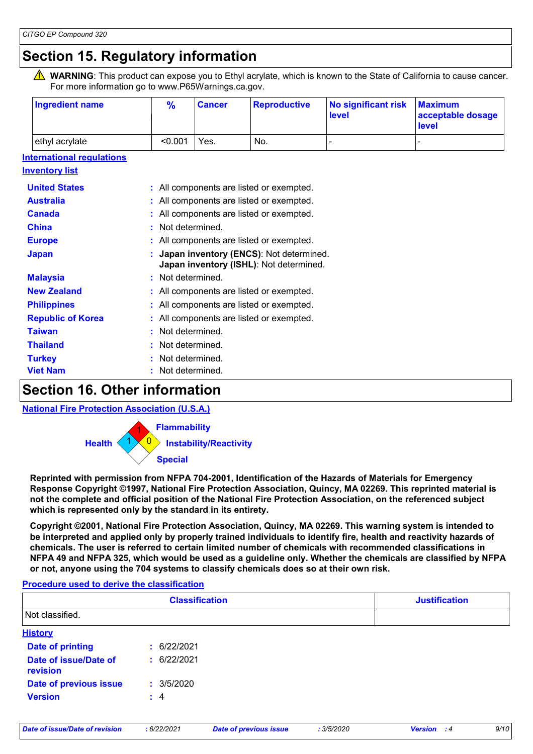# Section 15. Regulatory information

⚠ **WARNING**: This product can expose you to Ethyl acrylate, which is known to the State of California to cause cancer. For more information go to www.P65Warnings.ca.gov.

| Ingredient name | % | Cancer | Reproductive | No significant risk level | Maximum acceptable dosage level |
|---|---|---|---|---|---|
| ethyl acrylate | <0.001 | Yes. | No. | - | - |

**International regulations**

**Inventory list**

**United States** : All components are listed or exempted.

**Australia** : All components are listed or exempted.

**Canada** : All components are listed or exempted.

**China** : Not determined.

**Europe** : All components are listed or exempted.

**Japan** : **Japan inventory (ENCS)**: Not determined.
**Japan inventory (ISHL)**: Not determined.

**Malaysia** : Not determined.

**New Zealand** : All components are listed or exempted.

**Philippines** : All components are listed or exempted.

**Republic of Korea** : All components are listed or exempted.

**Taiwan** : Not determined.

**Thailand** : Not determined.

**Turkey** : Not determined.

**Viet Nam** : Not determined.

# Section 16. Other information

**National Fire Protection Association (U.S.A.)**

Health: 1
Flammability: 1
Instability/Reactivity: 0
Special:

**Reprinted with permission from NFPA 704-2001, Identification of the Hazards of Materials for Emergency Response Copyright ©1997, National Fire Protection Association, Quincy, MA 02269. This reprinted material is not the complete and official position of the National Fire Protection Association, on the referenced subject which is represented only by the standard in its entirety.**

**Copyright ©2001, National Fire Protection Association, Quincy, MA 02269. This warning system is intended to be interpreted and applied only by properly trained individuals to identify fire, health and reactivity hazards of chemicals. The user is referred to certain limited number of chemicals with recommended classifications in NFPA 49 and NFPA 325, which would be used as a guideline only. Whether the chemicals are classified by NFPA or not, anyone using the 704 systems to classify chemicals does so at their own risk.**

**Procedure used to derive the classification**

| Classification | Justification |
|---|---|
| Not classified. | |

**History**

**Date of printing** : 6/22/2021

**Date of issue/Date of revision** : 6/22/2021

**Date of previous issue** : 3/5/2020

**Version** : 4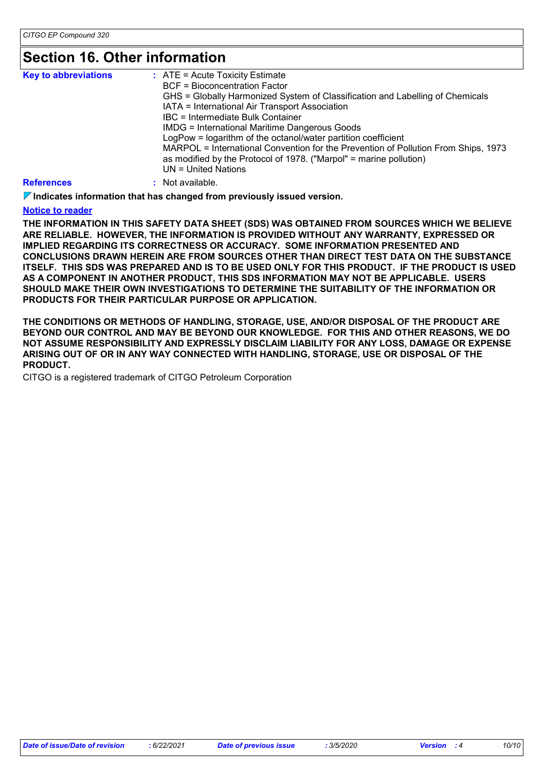## Section 16. Other information

**Key to abbreviations** : ATE = Acute Toxicity Estimate
BCF = Bioconcentration Factor
GHS = Globally Harmonized System of Classification and Labelling of Chemicals
IATA = International Air Transport Association
IBC = Intermediate Bulk Container
IMDG = International Maritime Dangerous Goods
LogPow = logarithm of the octanol/water partition coefficient
MARPOL = International Convention for the Prevention of Pollution From Ships, 1973 as modified by the Protocol of 1978. ("Marpol" = marine pollution)
UN = United Nations

**References** : Not available.

**Indicates information that has changed from previously issued version.**

**Notice to reader**

**THE INFORMATION IN THIS SAFETY DATA SHEET (SDS) WAS OBTAINED FROM SOURCES WHICH WE BELIEVE ARE RELIABLE. HOWEVER, THE INFORMATION IS PROVIDED WITHOUT ANY WARRANTY, EXPRESSED OR IMPLIED REGARDING ITS CORRECTNESS OR ACCURACY. SOME INFORMATION PRESENTED AND CONCLUSIONS DRAWN HEREIN ARE FROM SOURCES OTHER THAN DIRECT TEST DATA ON THE SUBSTANCE ITSELF. THIS SDS WAS PREPARED AND IS TO BE USED ONLY FOR THIS PRODUCT. IF THE PRODUCT IS USED AS A COMPONENT IN ANOTHER PRODUCT, THIS SDS INFORMATION MAY NOT BE APPLICABLE. USERS SHOULD MAKE THEIR OWN INVESTIGATIONS TO DETERMINE THE SUITABILITY OF THE INFORMATION OR PRODUCTS FOR THEIR PARTICULAR PURPOSE OR APPLICATION.**

**THE CONDITIONS OR METHODS OF HANDLING, STORAGE, USE, AND/OR DISPOSAL OF THE PRODUCT ARE BEYOND OUR CONTROL AND MAY BE BEYOND OUR KNOWLEDGE. FOR THIS AND OTHER REASONS, WE DO NOT ASSUME RESPONSIBILITY AND EXPRESSLY DISCLAIM LIABILITY FOR ANY LOSS, DAMAGE OR EXPENSE ARISING OUT OF OR IN ANY WAY CONNECTED WITH HANDLING, STORAGE, USE OR DISPOSAL OF THE PRODUCT.**

CITGO is a registered trademark of CITGO Petroleum Corporation